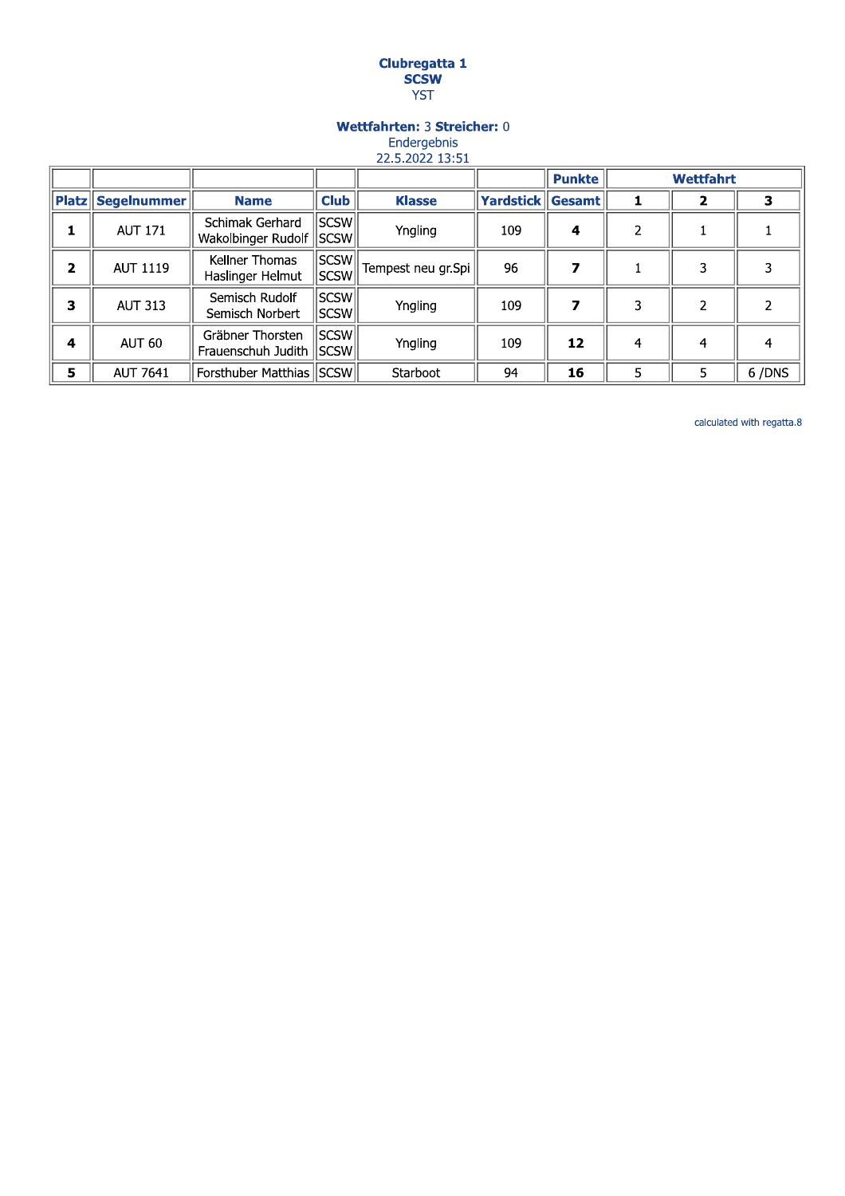**Clubregatta 1**
**SCSW**
YST

**Wettfahrten:** 3 **Streicher:** 0
Endergebnis
22.5.2022 13:51

| | | | | | | **Punkte** | **Wettfahrt** | | |
|---|---|---|---|---|---|---|---|---|---|
| **Platz** | **Segelnummer** | **Name** | **Club** | **Klasse** | **Yardstick** | **Gesamt** | **1** | **2** | **3** |
| **1** | AUT 171 | Schimak Gerhard<br>Wakolbinger Rudolf | SCSW<br>SCSW | Yngling | 109 | **4** | 2 | 1 | 1 |
| **2** | AUT 1119 | Kellner Thomas<br>Haslinger Helmut | SCSW<br>SCSW | Tempest neu gr.Spi | 96 | **7** | 1 | 3 | 3 |
| **3** | AUT 313 | Semisch Rudolf<br>Semisch Norbert | SCSW<br>SCSW | Yngling | 109 | **7** | 3 | 2 | 2 |
| **4** | AUT 60 | Gräbner Thorsten<br>Frauenschuh Judith | SCSW<br>SCSW | Yngling | 109 | **12** | 4 | 4 | 4 |
| **5** | AUT 7641 | Forsthuber Matthias | SCSW | Starboot | 94 | **16** | 5 | 5 | 6 /DNS |

calculated with regatta.8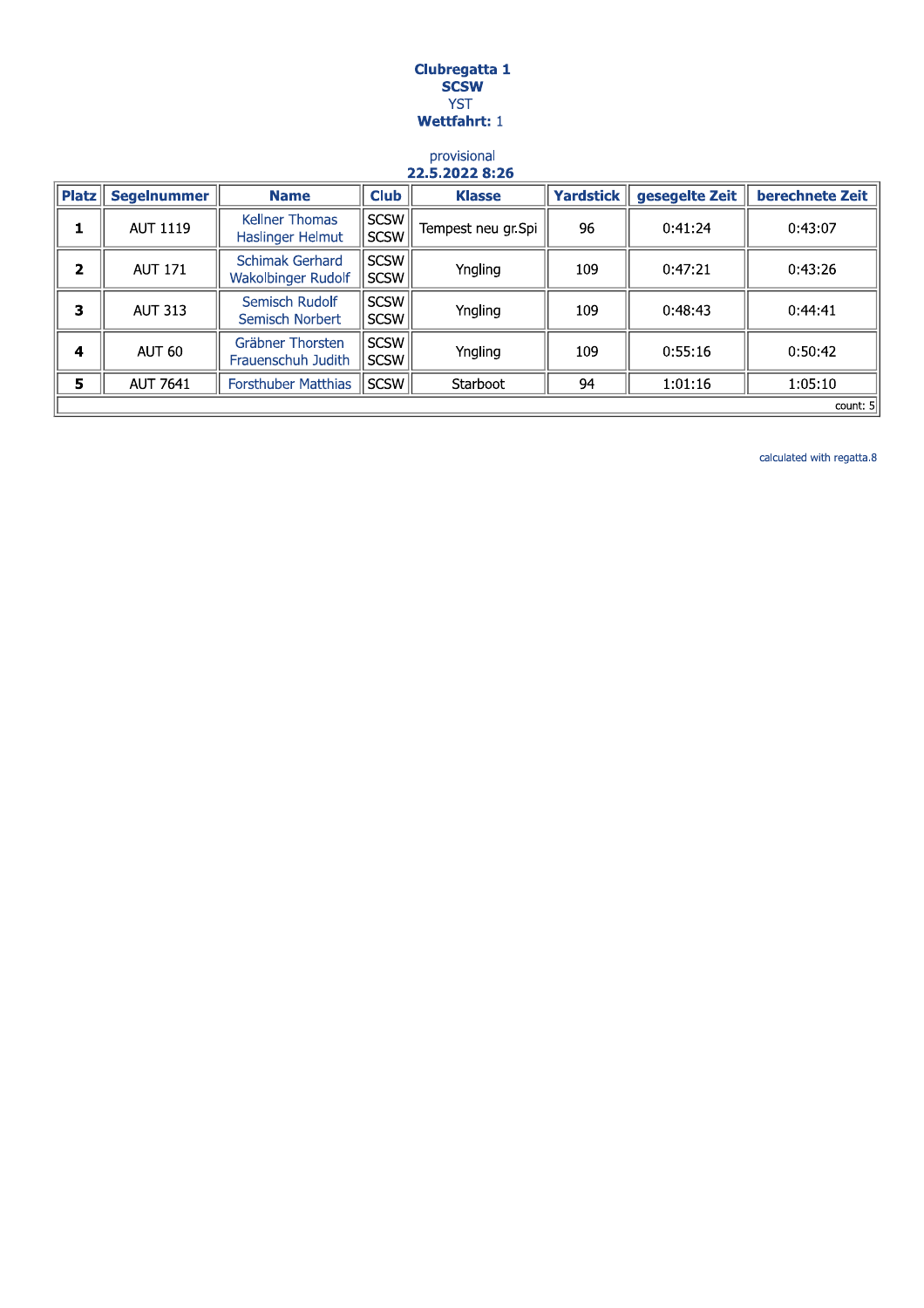**Clubregatta 1**
**SCSW**
YST
**Wettfahrt:** 1

provisional
**22.5.2022 8:26**

| Platz | Segelnummer | Name | Club | Klasse | Yardstick | gesegelte Zeit | berechnete Zeit |
|---|---|---|---|---|---|---|---|
| **1** | AUT 1119 | Kellner Thomas<br>Haslinger Helmut | SCSW<br>SCSW | Tempest neu gr.Spi | 96 | 0:41:24 | 0:43:07 |
| **2** | AUT 171 | Schimak Gerhard<br>Wakolbinger Rudolf | SCSW<br>SCSW | Yngling | 109 | 0:47:21 | 0:43:26 |
| **3** | AUT 313 | Semisch Rudolf<br>Semisch Norbert | SCSW<br>SCSW | Yngling | 109 | 0:48:43 | 0:44:41 |
| **4** | AUT 60 | Gräbner Thorsten<br>Frauenschuh Judith | SCSW<br>SCSW | Yngling | 109 | 0:55:16 | 0:50:42 |
| **5** | AUT 7641 | Forsthuber Matthias | SCSW | Starboot | 94 | 1:01:16 | 1:05:10 |

count: 5

calculated with regatta.8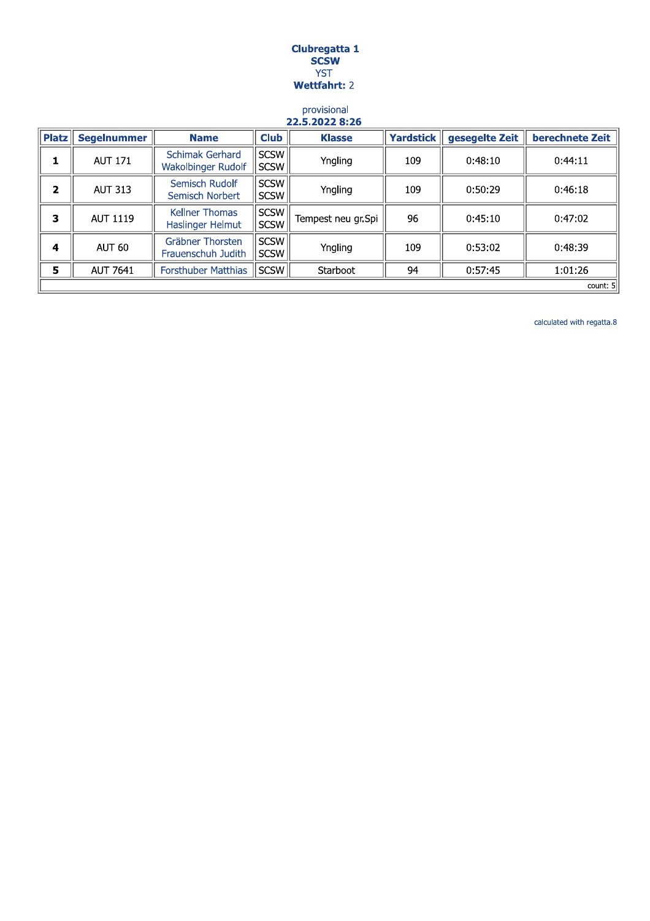**Clubregatta 1**
**SCSW**
YST
**Wettfahrt:** 2

provisional
**22.5.2022 8:26**

| Platz | Segelnummer | Name | Club | Klasse | Yardstick | gesegelte Zeit | berechnete Zeit |
|---|---|---|---|---|---|---|---|
| **1** | AUT 171 | Schimak Gerhard<br>Wakolbinger Rudolf | SCSW<br>SCSW | Yngling | 109 | 0:48:10 | 0:44:11 |
| **2** | AUT 313 | Semisch Rudolf<br>Semisch Norbert | SCSW<br>SCSW | Yngling | 109 | 0:50:29 | 0:46:18 |
| **3** | AUT 1119 | Kellner Thomas<br>Haslinger Helmut | SCSW<br>SCSW | Tempest neu gr.Spi | 96 | 0:45:10 | 0:47:02 |
| **4** | AUT 60 | Gräbner Thorsten<br>Frauenschuh Judith | SCSW<br>SCSW | Yngling | 109 | 0:53:02 | 0:48:39 |
| **5** | AUT 7641 | Forsthuber Matthias | SCSW | Starboot | 94 | 0:57:45 | 1:01:26 |
| | | | | | | | count: 5 |

calculated with regatta.8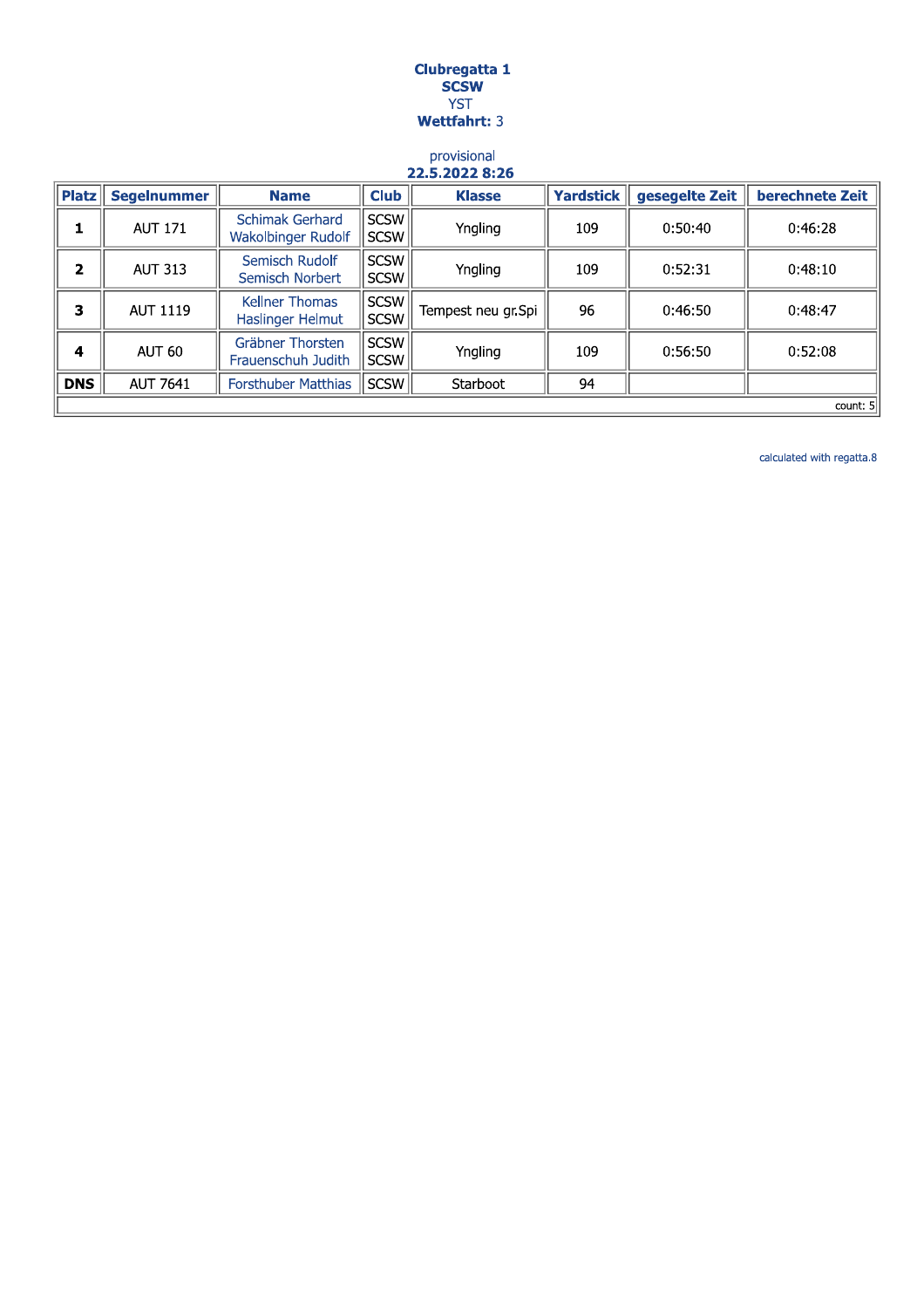**Clubregatta 1**
**SCSW**
YST
**Wettfahrt:** 3

provisional
**22.5.2022 8:26**

| Platz | Segelnummer | Name | Club | Klasse | Yardstick | gesegelte Zeit | berechnete Zeit |
|---|---|---|---|---|---|---|---|
| **1** | AUT 171 | Schimak Gerhard<br>Wakolbinger Rudolf | SCSW<br>SCSW | Yngling | 109 | 0:50:40 | 0:46:28 |
| **2** | AUT 313 | Semisch Rudolf<br>Semisch Norbert | SCSW<br>SCSW | Yngling | 109 | 0:52:31 | 0:48:10 |
| **3** | AUT 1119 | Kellner Thomas<br>Haslinger Helmut | SCSW<br>SCSW | Tempest neu gr.Spi | 96 | 0:46:50 | 0:48:47 |
| **4** | AUT 60 | Gräbner Thorsten<br>Frauenschuh Judith | SCSW<br>SCSW | Yngling | 109 | 0:56:50 | 0:52:08 |
| **DNS** | AUT 7641 | Forsthuber Matthias | SCSW | Starboot | 94 | | |
| | | | | | | | count: 5 |

calculated with regatta.8